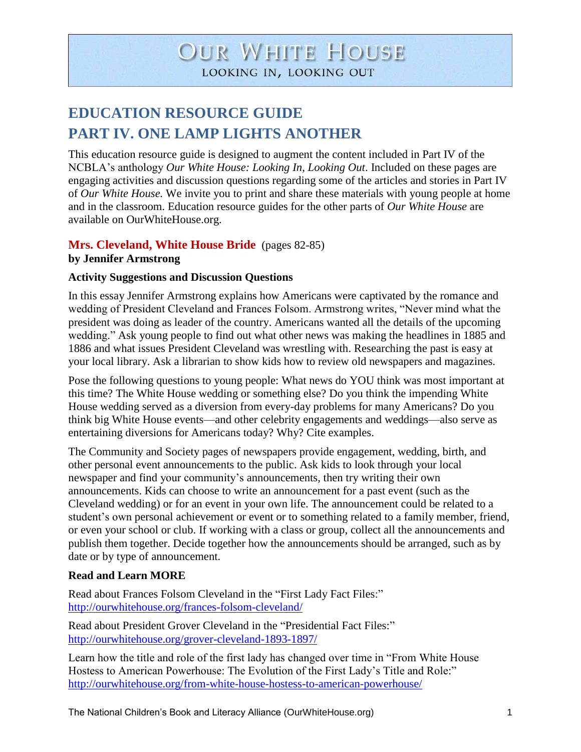# OUR WHITE HOUSE

LOOKING IN, LOOKING OUT

# EDUCATION RESOURCE GUIDE

# PART IV. ONE LAMP LIGHTS ANOTHER

This education resource guide is designed to augment the content included in Part IV of the NCBLA's anthology *Our White House: Looking In, Looking Out*. Included on these pages are engaging activities and discussion questions regarding some of the articles and stories in Part IV of *Our White House.* We invite you to print and share these materials with young people at home and in the classroom. Education resource guides for the other parts of *Our White House* are available on OurWhiteHouse.org.

## Mrs. Cleveland, White House Bride (pages 82-85)

**by Jennifer Armstrong**

### Activity Suggestions and Discussion Questions

In this essay Jennifer Armstrong explains how Americans were captivated by the romance and wedding of President Cleveland and Frances Folsom. Armstrong writes, "Never mind what the president was doing as leader of the country. Americans wanted all the details of the upcoming wedding." Ask young people to find out what other news was making the headlines in 1885 and 1886 and what issues President Cleveland was wrestling with. Researching the past is easy at your local library. Ask a librarian to show kids how to review old newspapers and magazines.

Pose the following questions to young people: What news do YOU think was most important at this time? The White House wedding or something else? Do you think the impending White House wedding served as a diversion from every-day problems for many Americans? Do you think big White House events—and other celebrity engagements and weddings—also serve as entertaining diversions for Americans today? Why? Cite examples.

The Community and Society pages of newspapers provide engagement, wedding, birth, and other personal event announcements to the public. Ask kids to look through your local newspaper and find your community's announcements, then try writing their own announcements. Kids can choose to write an announcement for a past event (such as the Cleveland wedding) or for an event in your own life. The announcement could be related to a student's own personal achievement or event or to something related to a family member, friend, or even your school or club. If working with a class or group, collect all the announcements and publish them together. Decide together how the announcements should be arranged, such as by date or by type of announcement.

### Read and Learn MORE

Read about Frances Folsom Cleveland in the "First Lady Fact Files:"
http://ourwhitehouse.org/frances-folsom-cleveland/

Read about President Grover Cleveland in the "Presidential Fact Files:"
http://ourwhitehouse.org/grover-cleveland-1893-1897/

Learn how the title and role of the first lady has changed over time in "From White House Hostess to American Powerhouse: The Evolution of the First Lady's Title and Role:"
http://ourwhitehouse.org/from-white-house-hostess-to-american-powerhouse/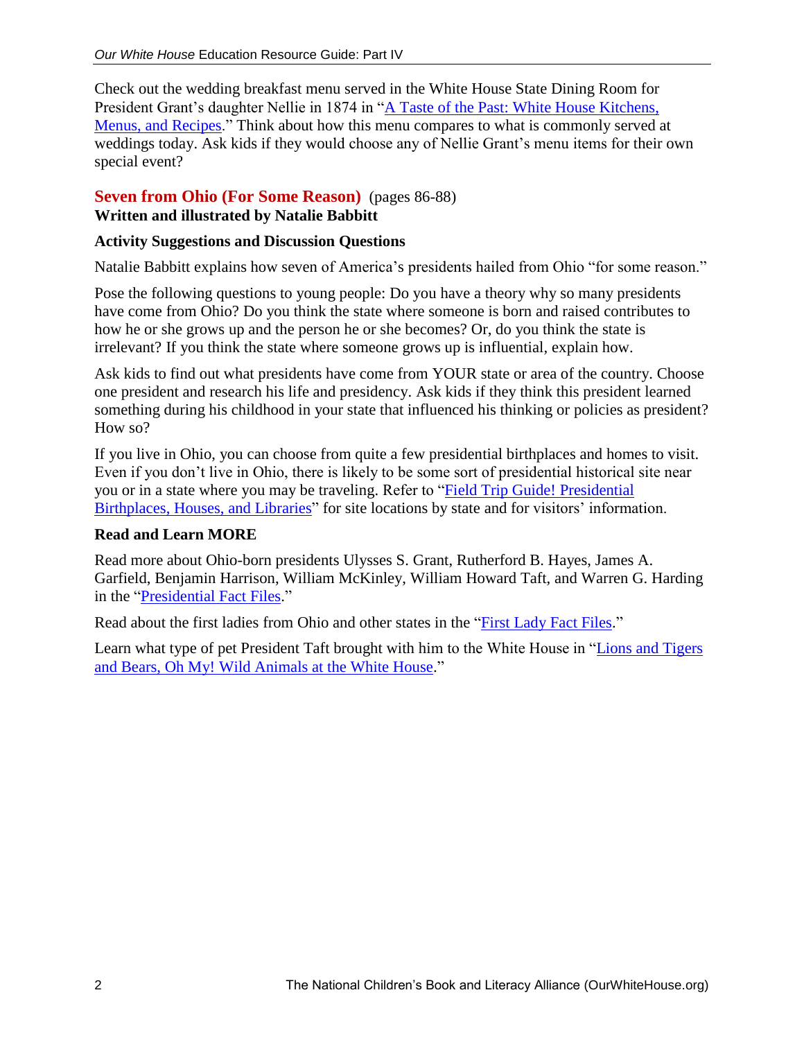Check out the wedding breakfast menu served in the White House State Dining Room for President Grant's daughter Nellie in 1874 in "A Taste of the Past: White House Kitchens, Menus, and Recipes." Think about how this menu compares to what is commonly served at weddings today. Ask kids if they would choose any of Nellie Grant's menu items for their own special event?

## Seven from Ohio (For Some Reason) (pages 86-88)

**Written and illustrated by Natalie Babbitt**

### Activity Suggestions and Discussion Questions

Natalie Babbitt explains how seven of America's presidents hailed from Ohio "for some reason."

Pose the following questions to young people: Do you have a theory why so many presidents have come from Ohio? Do you think the state where someone is born and raised contributes to how he or she grows up and the person he or she becomes? Or, do you think the state is irrelevant? If you think the state where someone grows up is influential, explain how.

Ask kids to find out what presidents have come from YOUR state or area of the country. Choose one president and research his life and presidency. Ask kids if they think this president learned something during his childhood in your state that influenced his thinking or policies as president? How so?

If you live in Ohio, you can choose from quite a few presidential birthplaces and homes to visit. Even if you don't live in Ohio, there is likely to be some sort of presidential historical site near you or in a state where you may be traveling. Refer to "Field Trip Guide! Presidential Birthplaces, Houses, and Libraries" for site locations by state and for visitors' information.

### Read and Learn MORE

Read more about Ohio-born presidents Ulysses S. Grant, Rutherford B. Hayes, James A. Garfield, Benjamin Harrison, William McKinley, William Howard Taft, and Warren G. Harding in the "Presidential Fact Files."

Read about the first ladies from Ohio and other states in the "First Lady Fact Files."

Learn what type of pet President Taft brought with him to the White House in "Lions and Tigers and Bears, Oh My! Wild Animals at the White House."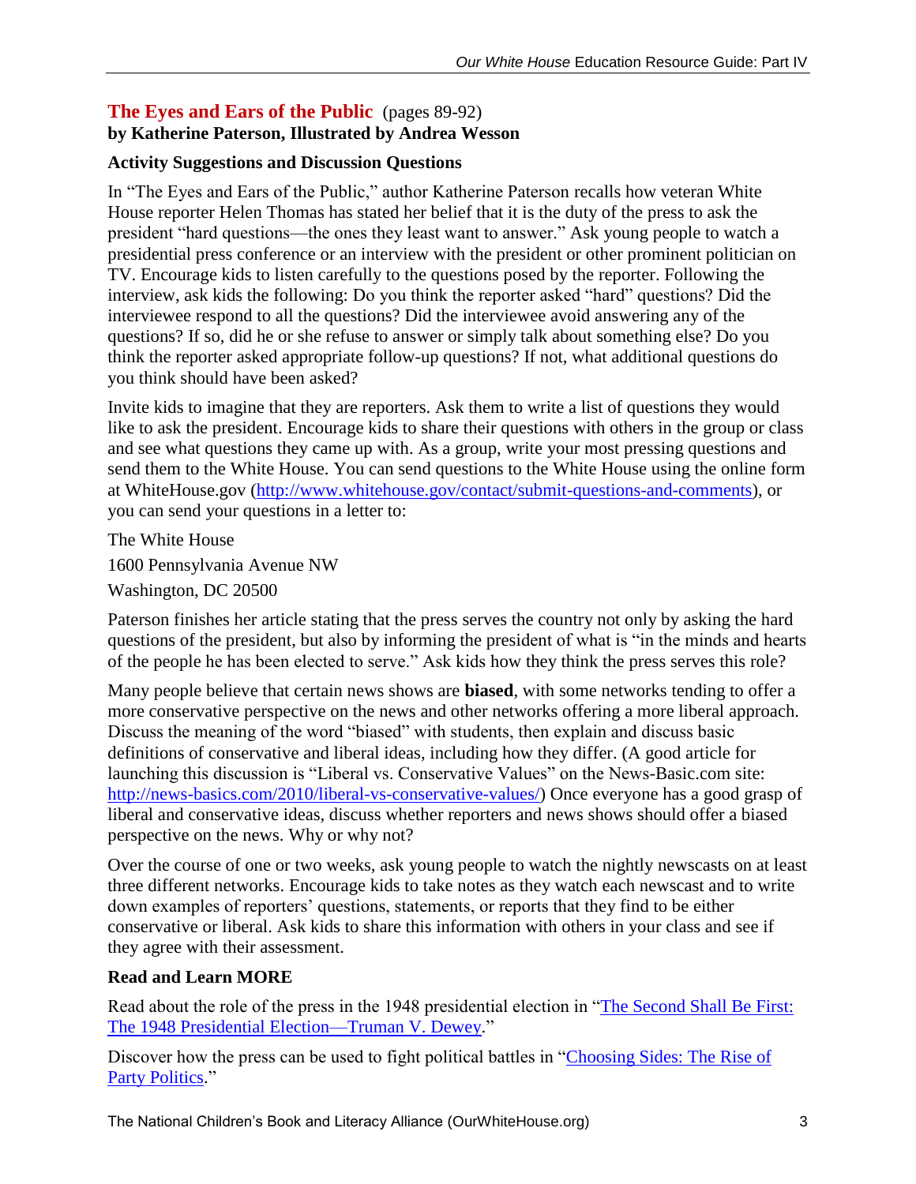## The Eyes and Ears of the Public (pages 89-92)

**by Katherine Paterson, Illustrated by Andrea Wesson**

### Activity Suggestions and Discussion Questions

In "The Eyes and Ears of the Public," author Katherine Paterson recalls how veteran White House reporter Helen Thomas has stated her belief that it is the duty of the press to ask the president "hard questions—the ones they least want to answer." Ask young people to watch a presidential press conference or an interview with the president or other prominent politician on TV. Encourage kids to listen carefully to the questions posed by the reporter. Following the interview, ask kids the following: Do you think the reporter asked "hard" questions? Did the interviewee respond to all the questions? Did the interviewee avoid answering any of the questions? If so, did he or she refuse to answer or simply talk about something else? Do you think the reporter asked appropriate follow-up questions? If not, what additional questions do you think should have been asked?

Invite kids to imagine that they are reporters. Ask them to write a list of questions they would like to ask the president. Encourage kids to share their questions with others in the group or class and see what questions they came up with. As a group, write your most pressing questions and send them to the White House. You can send questions to the White House using the online form at WhiteHouse.gov (http://www.whitehouse.gov/contact/submit-questions-and-comments), or you can send your questions in a letter to:

The White House

1600 Pennsylvania Avenue NW

Washington, DC 20500

Paterson finishes her article stating that the press serves the country not only by asking the hard questions of the president, but also by informing the president of what is "in the minds and hearts of the people he has been elected to serve." Ask kids how they think the press serves this role?

Many people believe that certain news shows are **biased**, with some networks tending to offer a more conservative perspective on the news and other networks offering a more liberal approach. Discuss the meaning of the word "biased" with students, then explain and discuss basic definitions of conservative and liberal ideas, including how they differ. (A good article for launching this discussion is "Liberal vs. Conservative Values" on the News-Basic.com site: http://news-basics.com/2010/liberal-vs-conservative-values/) Once everyone has a good grasp of liberal and conservative ideas, discuss whether reporters and news shows should offer a biased perspective on the news. Why or why not?

Over the course of one or two weeks, ask young people to watch the nightly newscasts on at least three different networks. Encourage kids to take notes as they watch each newscast and to write down examples of reporters' questions, statements, or reports that they find to be either conservative or liberal. Ask kids to share this information with others in your class and see if they agree with their assessment.

### Read and Learn MORE

Read about the role of the press in the 1948 presidential election in "The Second Shall Be First: The 1948 Presidential Election—Truman V. Dewey."

Discover how the press can be used to fight political battles in "Choosing Sides: The Rise of Party Politics."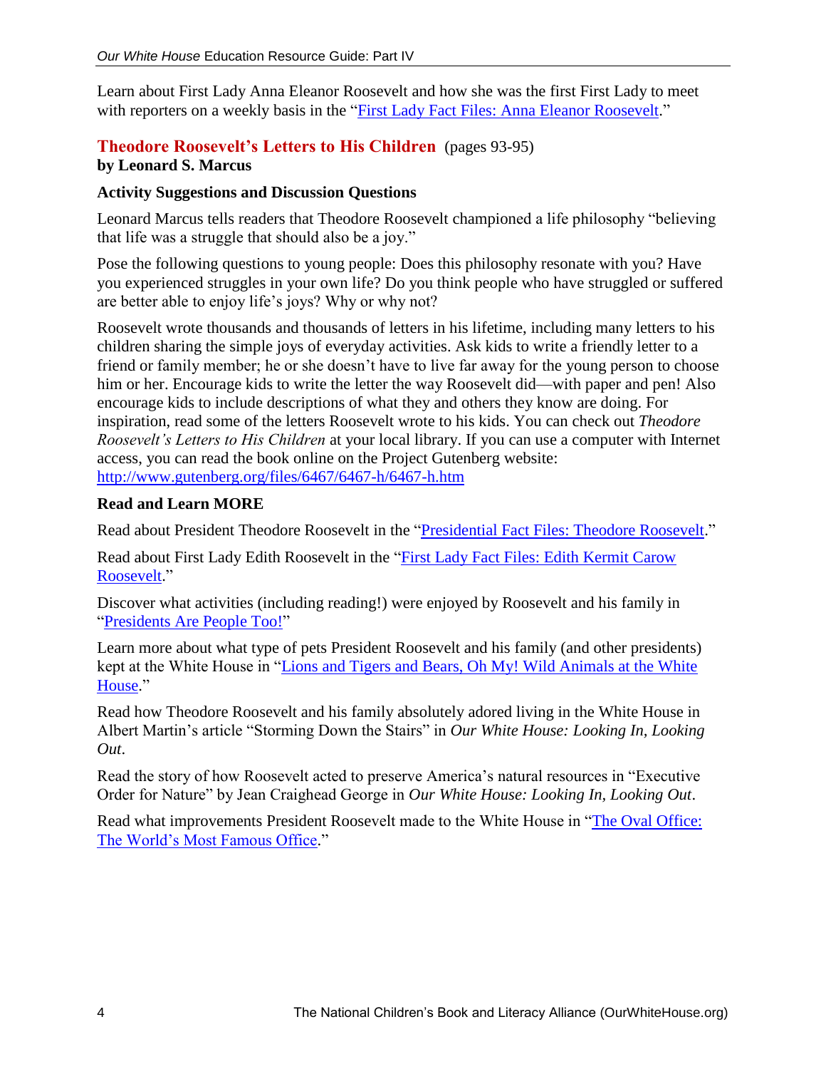Learn about First Lady Anna Eleanor Roosevelt and how she was the first First Lady to meet with reporters on a weekly basis in the "First Lady Fact Files: Anna Eleanor Roosevelt."

## Theodore Roosevelt's Letters to His Children (pages 93-95)

**by Leonard S. Marcus**

### Activity Suggestions and Discussion Questions

Leonard Marcus tells readers that Theodore Roosevelt championed a life philosophy "believing that life was a struggle that should also be a joy."

Pose the following questions to young people: Does this philosophy resonate with you? Have you experienced struggles in your own life? Do you think people who have struggled or suffered are better able to enjoy life's joys? Why or why not?

Roosevelt wrote thousands and thousands of letters in his lifetime, including many letters to his children sharing the simple joys of everyday activities. Ask kids to write a friendly letter to a friend or family member; he or she doesn't have to live far away for the young person to choose him or her. Encourage kids to write the letter the way Roosevelt did—with paper and pen! Also encourage kids to include descriptions of what they and others they know are doing. For inspiration, read some of the letters Roosevelt wrote to his kids. You can check out *Theodore Roosevelt's Letters to His Children* at your local library. If you can use a computer with Internet access, you can read the book online on the Project Gutenberg website: http://www.gutenberg.org/files/6467/6467-h/6467-h.htm

### Read and Learn MORE

Read about President Theodore Roosevelt in the "Presidential Fact Files: Theodore Roosevelt."

Read about First Lady Edith Roosevelt in the "First Lady Fact Files: Edith Kermit Carow Roosevelt."

Discover what activities (including reading!) were enjoyed by Roosevelt and his family in "Presidents Are People Too!"

Learn more about what type of pets President Roosevelt and his family (and other presidents) kept at the White House in "Lions and Tigers and Bears, Oh My! Wild Animals at the White House."

Read how Theodore Roosevelt and his family absolutely adored living in the White House in Albert Martin's article "Storming Down the Stairs" in *Our White House: Looking In, Looking Out*.

Read the story of how Roosevelt acted to preserve America's natural resources in "Executive Order for Nature" by Jean Craighead George in *Our White House: Looking In, Looking Out*.

Read what improvements President Roosevelt made to the White House in "The Oval Office: The World's Most Famous Office."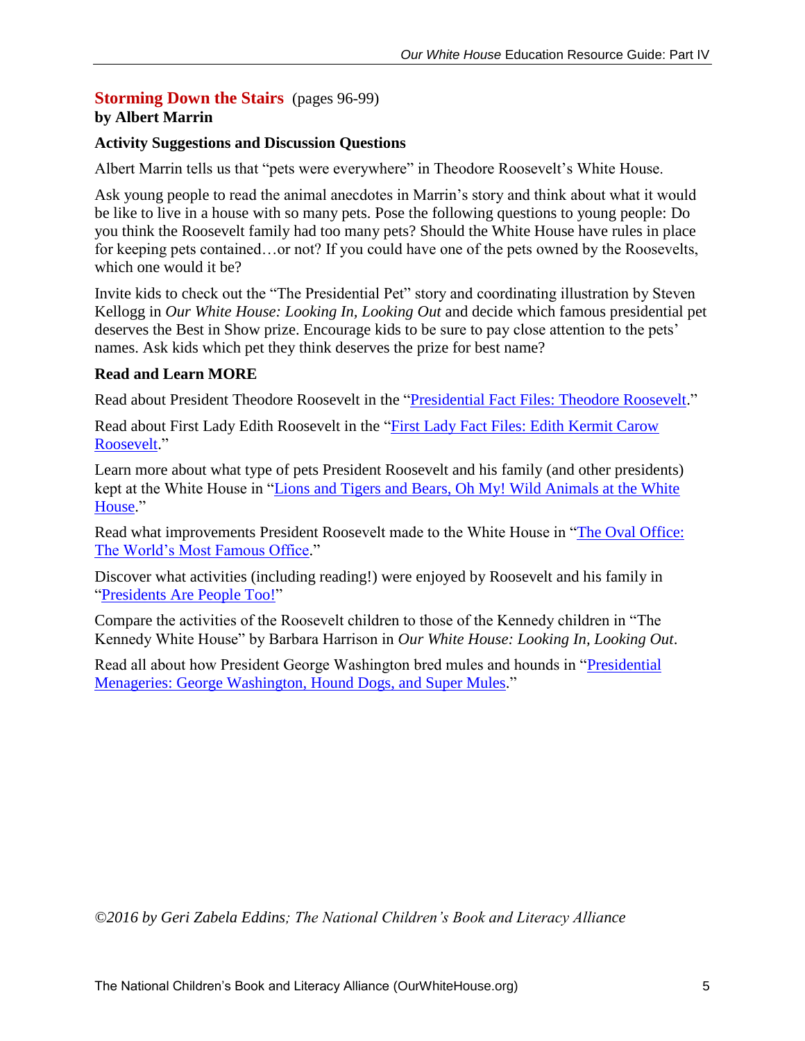## Storming Down the Stairs (pages 96-99)

**by Albert Marrin**

**Activity Suggestions and Discussion Questions**

Albert Marrin tells us that "pets were everywhere" in Theodore Roosevelt's White House.

Ask young people to read the animal anecdotes in Marrin's story and think about what it would be like to live in a house with so many pets. Pose the following questions to young people: Do you think the Roosevelt family had too many pets? Should the White House have rules in place for keeping pets contained…or not? If you could have one of the pets owned by the Roosevelts, which one would it be?

Invite kids to check out the "The Presidential Pet" story and coordinating illustration by Steven Kellogg in *Our White House: Looking In, Looking Out* and decide which famous presidential pet deserves the Best in Show prize. Encourage kids to be sure to pay close attention to the pets' names. Ask kids which pet they think deserves the prize for best name?

**Read and Learn MORE**

Read about President Theodore Roosevelt in the "Presidential Fact Files: Theodore Roosevelt."

Read about First Lady Edith Roosevelt in the "First Lady Fact Files: Edith Kermit Carow Roosevelt."

Learn more about what type of pets President Roosevelt and his family (and other presidents) kept at the White House in "Lions and Tigers and Bears, Oh My! Wild Animals at the White House."

Read what improvements President Roosevelt made to the White House in "The Oval Office: The World's Most Famous Office."

Discover what activities (including reading!) were enjoyed by Roosevelt and his family in "Presidents Are People Too!"

Compare the activities of the Roosevelt children to those of the Kennedy children in "The Kennedy White House" by Barbara Harrison in *Our White House: Looking In, Looking Out*.

Read all about how President George Washington bred mules and hounds in "Presidential Menageries: George Washington, Hound Dogs, and Super Mules."

*©2016 by Geri Zabela Eddins; The National Children's Book and Literacy Alliance*